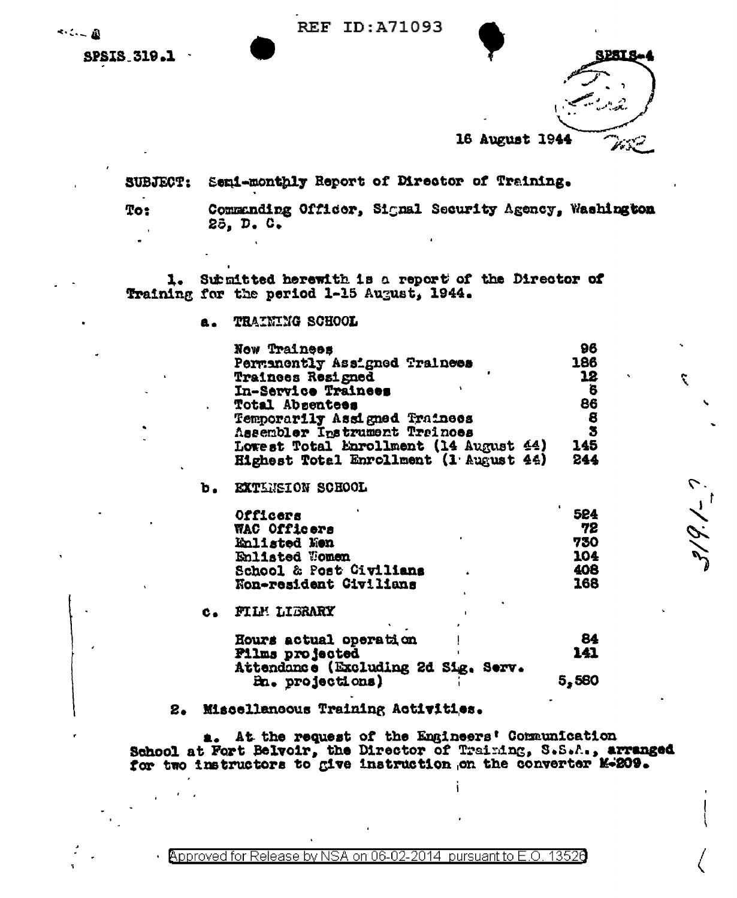REF ID:A71093

SPSIS 319.1

SPSIS-4

16 August 1944

SUBJECT: Semi-monthly Report of Director of Training.

To: Commanding Officer, Signal Security Agency, Washington 25, D. C.

1. Submitted herewith is a report of the Director of Training for the period 1-15 August, 1944.

a. TRAINING SCHOOL

| | |
|---|---|
| New Trainees | 96 |
| Permanently Assigned Trainees | 186 |
| Trainees Resigned | 12 |
| In-Service Trainees | 5 |
| Total Absentees | 86 |
| Temporarily Assigned Trainees | 8 |
| Assembler Instrument Trainees | 3 |
| Lowest Total Enrollment (14 August 44) | 145 |
| Highest Total Enrollment (1 August 44) | 244 |

b. EXTENSION SCHOOL

| | |
|---|---|
| Officers | 524 |
| WAC Officers | 72 |
| Enlisted Men | 730 |
| Enlisted Women | 104 |
| School & Post Civilians | 408 |
| Non-resident Civilians | 168 |

c. FILM LIBRARY

| | |
|---|---|
| Hours actual operation | 84 |
| Films projected | 141 |
| Attendance (Excluding 2d Sig. Serv. Bn. projections) | 5,580 |

2. Miscellaneous Training Activities.

a. At the request of the Engineers' Communication School at Fort Belvoir, the Director of Training, S.S.A., arranged for two instructors to give instruction on the converter M-209.

Approved for Release by NSA on 06-02-2014 pursuant to E.O. 13526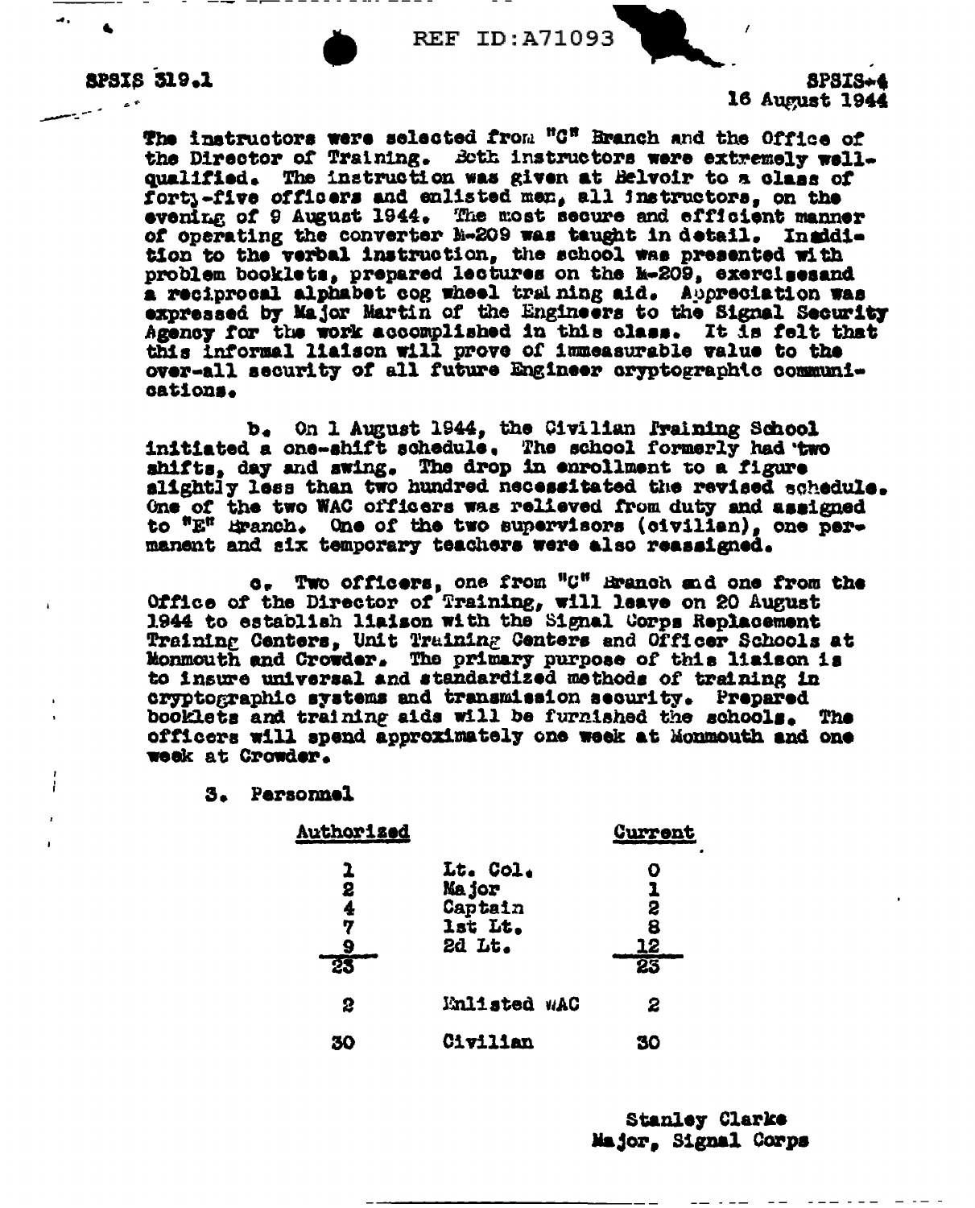SPSIS 319.1

SPSIS-4
16 August 1944

The instructors were selected from "C" Branch and the Office of the Director of Training. Both instructors were extremely well-qualified. The instruction was given at Belvoir to a class of forty-five officers and enlisted men, all instructors, on the evening of 9 August 1944. The most secure and efficient manner of operating the converter M-209 was taught in detail. In addition to the verbal instruction, the school was presented with problem booklets, prepared lectures on the M-209, exercisesand a reciprocal alphabet cog wheel training aid. Appreciation was expressed by Major Martin of the Engineers to the Signal Security Agency for the work accomplished in this class. It is felt that this informal liaison will prove of immeasurable value to the over-all security of all future Engineer cryptographic communications.

b. On 1 August 1944, the Civilian Training School initiated a one-shift schedule. The school formerly had two shifts, day and swing. The drop in enrollment to a figure slightly less than two hundred necessitated the revised schedule. One of the two WAC officers was relieved from duty and assigned to "E" Branch. One of the two supervisors (civilian), one permanent and six temporary teachers were also reassigned.

c. Two officers, one from "C" Branch and one from the Office of the Director of Training, will leave on 20 August 1944 to establish liaison with the Signal Corps Replacement Training Centers, Unit Training Centers and Officer Schools at Monmouth and Crowder. The primary purpose of this liaison is to insure universal and standardized methods of training in cryptographic systems and transmission security. Prepared booklets and training aids will be furnished the schools. The officers will spend approximately one week at Monmouth and one week at Crowder.

3. Personnel

| Authorized | | Current |
|---|---|---|
| 1 | Lt. Col. | 0 |
| 2 | Major | 1 |
| 4 | Captain | 2 |
| 7 | 1st Lt. | 8 |
| 9 | 2d Lt. | 12 |
| 23 | | 23 |
| 2 | Enlisted WAC | 2 |
| 30 | Civilian | 30 |

Stanley Clarke
Major, Signal Corps